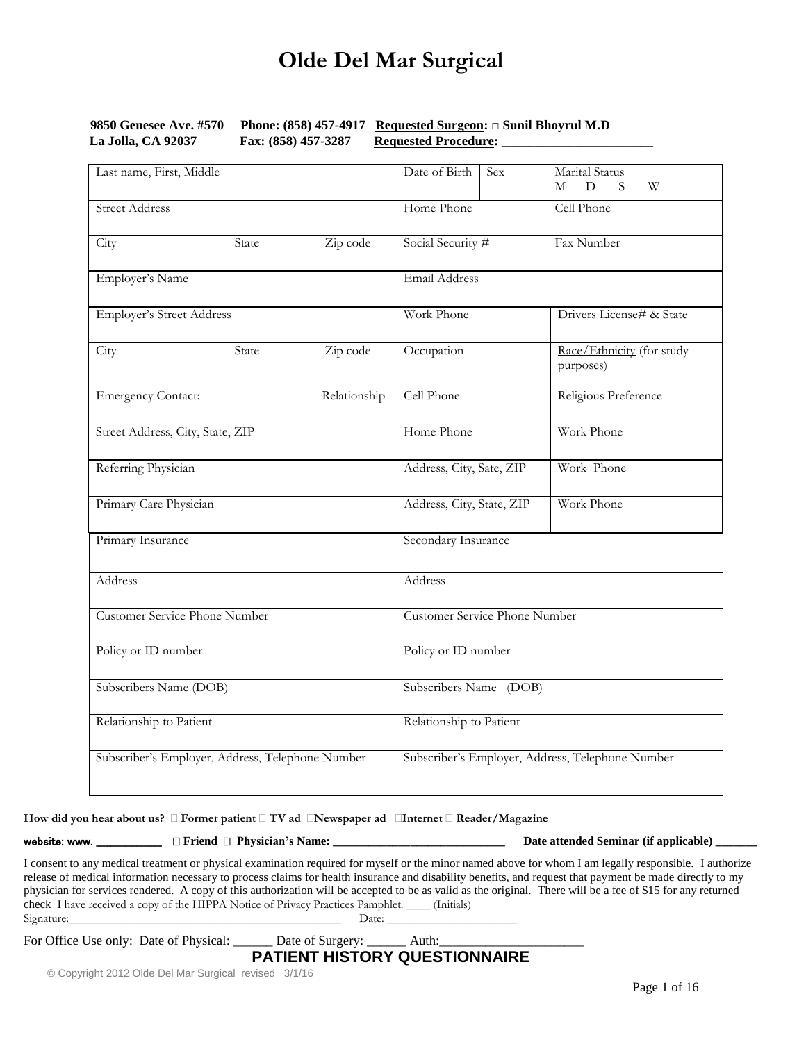# Olde Del Mar Surgical

**9850 Genesee Ave. #570** **Phone: (858) 457-4917** **Requested Surgeon: □ Sunil Bhoyrul M.D**
**La Jolla, CA 92037** **Fax: (858) 457-3287** **Requested Procedure: _______________________**

| Last name, First, Middle | | | Date of Birth | Sex | Marital Status M D S W |
|---|---|---|---|---|---|
| Street Address | | | Home Phone | | Cell Phone |
| City | State | Zip code | Social Security # | | Fax Number |
| Employer's Name | | | Email Address | | |
| Employer's Street Address | | | Work Phone | | Drivers License# & State |
| City | State | Zip code | Occupation | | Race/Ethnicity (for study purposes) |
| Emergency Contact: | | Relationship | Cell Phone | | Religious Preference |
| Street Address, City, State, ZIP | | | Home Phone | | Work Phone |
| Referring Physician | | | Address, City, Sate, ZIP | | Work Phone |
| Primary Care Physician | | | Address, City, State, ZIP | | Work Phone |
| Primary Insurance | | | Secondary Insurance | | |
| Address | | | Address | | |
| Customer Service Phone Number | | | Customer Service Phone Number | | |
| Policy or ID number | | | Policy or ID number | | |
| Subscribers Name (DOB) | | | Subscribers Name (DOB) | | |
| Relationship to Patient | | | Relationship to Patient | | |
| Subscriber's Employer, Address, Telephone Number | | | Subscriber's Employer, Address, Telephone Number | | |

**How did you hear about us?** □ **Former patient** □ **TV ad** □**Newspaper ad** □**Internet** □ **Reader/Magazine**

**website: www. ___________** □ **Friend** □ **Physician's Name: _____________________________** **Date attended Seminar (if applicable) _______**

I consent to any medical treatment or physical examination required for myself or the minor named above for whom I am legally responsible. I authorize release of medical information necessary to process claims for health insurance and disability benefits, and request that payment be made directly to my physician for services rendered. A copy of this authorization will be accepted to be as valid as the original. There will be a fee of $15 for any returned check I have received a copy of the HIPPA Notice of Privacy Practices Pamphlet. ____ (Initials)

Signature:_______________________________________________ Date: ______________________

For Office Use only: Date of Physical: ______ Date of Surgery: ______ Auth:_____________________

**PATIENT HISTORY QUESTIONNAIRE**

© Copyright 2012 Olde Del Mar Surgical revised 3/1/16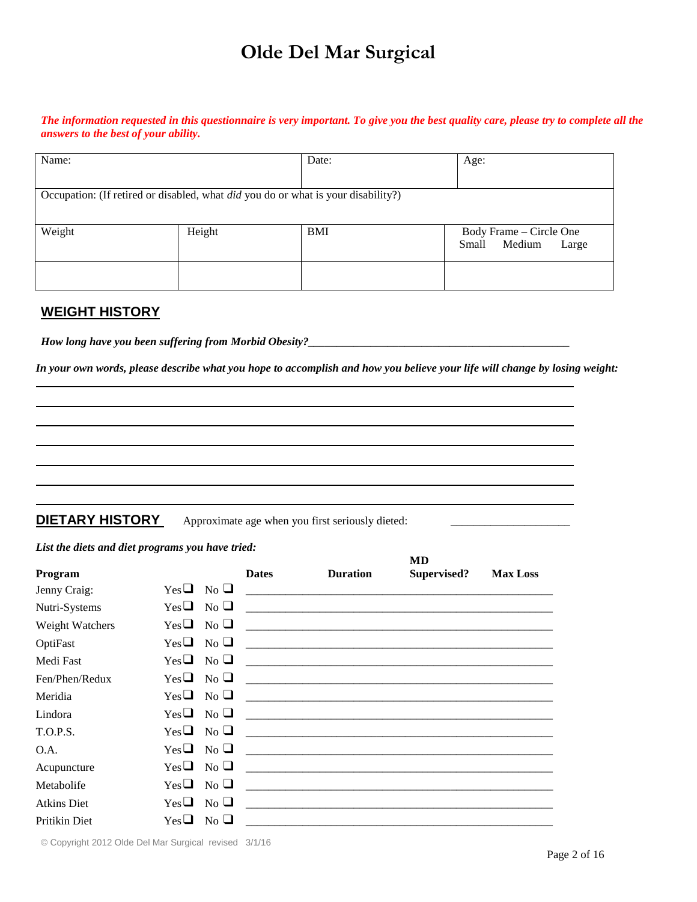# Olde Del Mar Surgical

***The information requested in this questionnaire is very important. To give you the best quality care, please try to complete all the answers to the best of your ability.***

| Name: | | Date: | Age: |
|---|---|---|---|
| Occupation: (If retired or disabled, what *did* you do or what is your disability?) | | | |
| Weight | Height | BMI | Body Frame – Circle One<br>Small Medium Large |
| | | | |

## WEIGHT HISTORY

***How long have you been suffering from Morbid Obesity?***_______________________________________________

***In your own words, please describe what you hope to accomplish and how you believe your life will change by losing weight:***

_______________________________________________

_______________________________________________

_______________________________________________

_______________________________________________

_______________________________________________

_______________________________________________

_______________________________________________

## DIETARY HISTORY

Approximate age when you first seriously dieted: ____________________

***List the diets and diet programs you have tried:***

| Program | Yes | No | Dates | Duration | MD Supervised? | Max Loss |
|---|---|---|---|---|---|---|
| Jenny Craig: | Yes ❑ | No ❑ | | | | |
| Nutri-Systems | Yes ❑ | No ❑ | | | | |
| Weight Watchers | Yes ❑ | No ❑ | | | | |
| OptiFast | Yes ❑ | No ❑ | | | | |
| Medi Fast | Yes ❑ | No ❑ | | | | |
| Fen/Phen/Redux | Yes ❑ | No ❑ | | | | |
| Meridia | Yes ❑ | No ❑ | | | | |
| Lindora | Yes ❑ | No ❑ | | | | |
| T.O.P.S. | Yes ❑ | No ❑ | | | | |
| O.A. | Yes ❑ | No ❑ | | | | |
| Acupuncture | Yes ❑ | No ❑ | | | | |
| Metabolife | Yes ❑ | No ❑ | | | | |
| Atkins Diet | Yes ❑ | No ❑ | | | | |
| Pritikin Diet | Yes ❑ | No ❑ | | | | |

© Copyright 2012 Olde Del Mar Surgical revised 3/1/16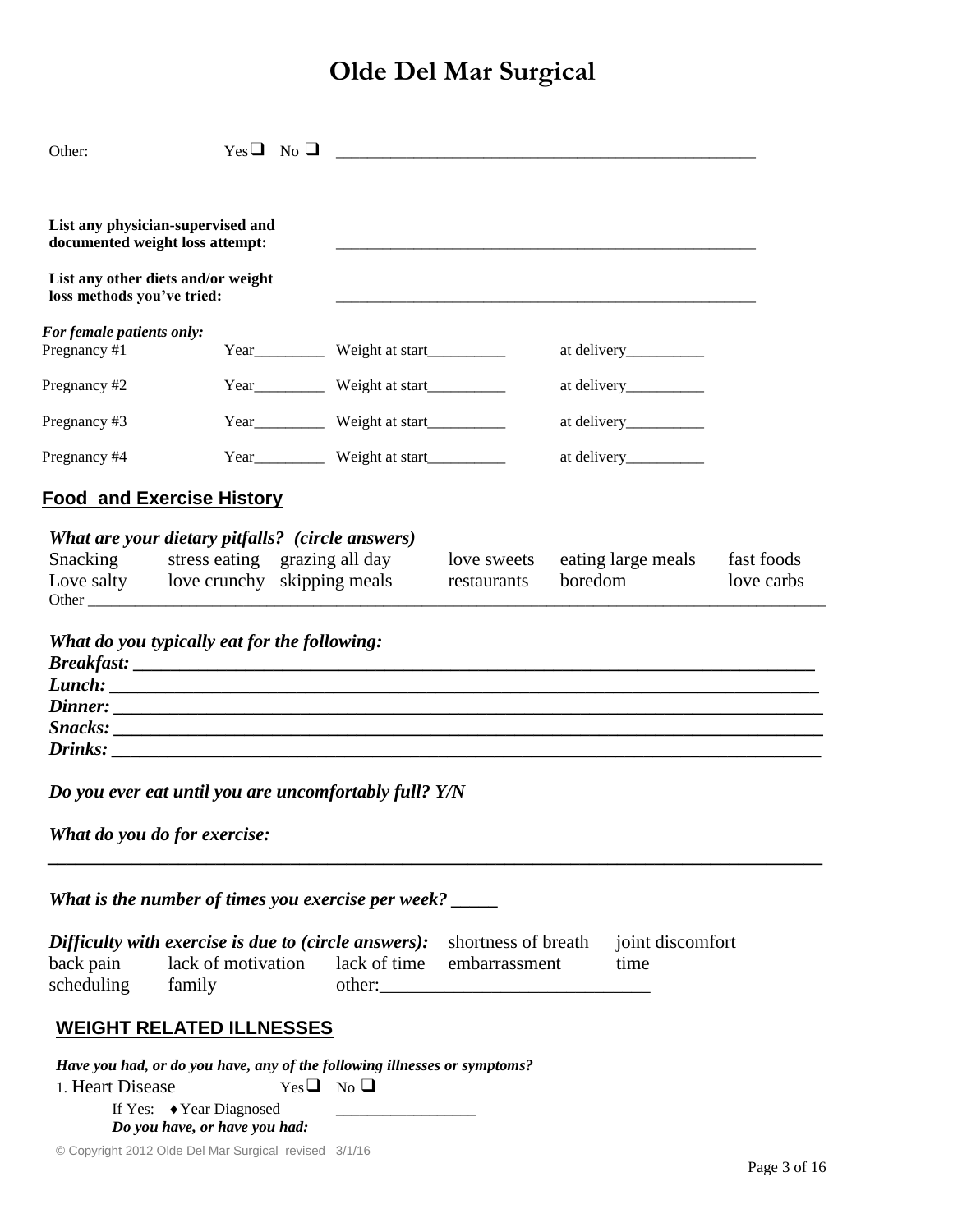# Olde Del Mar Surgical

Other: Yes ❑ No ❑ _____________________________________________________

**List any physician-supervised and documented weight loss attempt:** _____________________________________________________

**List any other diets and/or weight loss methods you've tried:** _____________________________________________________

***For female patients only:***

| | | | |
|---|---|---|---|
| Pregnancy #1 | Year_________ | Weight at start__________ | at delivery__________ |
| Pregnancy #2 | Year_________ | Weight at start__________ | at delivery__________ |
| Pregnancy #3 | Year_________ | Weight at start__________ | at delivery__________ |
| Pregnancy #4 | Year_________ | Weight at start__________ | at delivery__________ |

## Food and Exercise History

***What are your dietary pitfalls? (circle answers)***

| | | | | | |
|---|---|---|---|---|---|
| Snacking | stress eating | grazing all day | love sweets | eating large meals | fast foods |
| Love salty | love crunchy | skipping meals | restaurants | boredom | love carbs |

Other ____________________________________________________________________________________________

***What do you typically eat for the following:***

***Breakfast:*** ____________________________________________________________________________

***Lunch:*** ________________________________________________________________________________

***Dinner:*** _______________________________________________________________________________

***Snacks:*** _______________________________________________________________________________

***Drinks:*** _______________________________________________________________________________

***Do you ever eat until you are uncomfortably full? Y/N***

***What do you do for exercise:***

_____________________________________________________________________________________________

***What is the number of times you exercise per week?*** _____

***Difficulty with exercise is due to (circle answers):*** shortness of breath joint discomfort back pain lack of motivation lack of time embarrassment time scheduling family other:____________________________

## WEIGHT RELATED ILLNESSES

***Have you had, or do you have, any of the following illnesses or symptoms?***

1. Heart Disease Yes ❑ No ❑

   If Yes: ♦ Year Diagnosed _________________

   ***Do you have, or have you had:***

© Copyright 2012 Olde Del Mar Surgical revised 3/1/16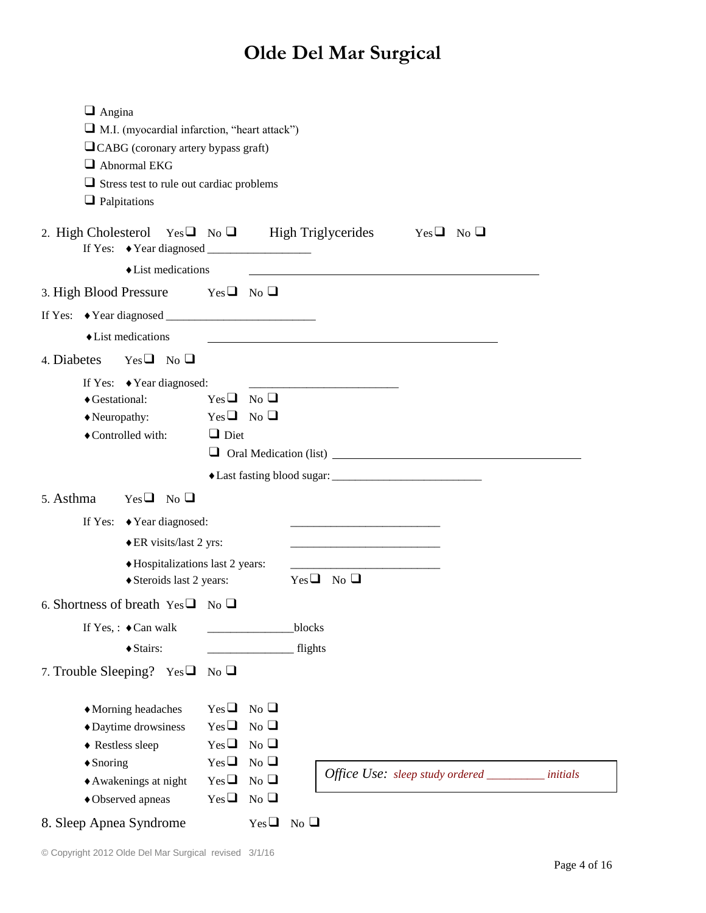# Olde Del Mar Surgical

- ❑ Angina
- ❑ M.I. (myocardial infarction, "heart attack")
- ❑ CABG (coronary artery bypass graft)
- ❑ Abnormal EKG
- ❑ Stress test to rule out cardiac problems
- ❑ Palpitations

2. High Cholesterol Yes❑ No ❑ High Triglycerides Yes❑ No ❑

   If Yes: ♦Year diagnosed _________________

   ♦List medications _______________________________________________

3. High Blood Pressure Yes❑ No ❑

   If Yes: ♦Year diagnosed _________________________

   ♦List medications _______________________________________________

4. Diabetes Yes❑ No ❑

   If Yes: ♦Year diagnosed: _________________________

   ♦Gestational: Yes❑ No ❑

   ♦Neuropathy: Yes❑ No ❑

   ♦Controlled with: ❑ Diet

   ❑ Oral Medication (list) ________________________________________

   ♦Last fasting blood sugar: _________________________

5. Asthma Yes❑ No ❑

   If Yes: ♦Year diagnosed: _________________________

   ♦ER visits/last 2 yrs: _________________________

   ♦Hospitalizations last 2 years: _________________________

   ♦Steroids last 2 years: Yes❑ No ❑

6. Shortness of breath Yes❑ No ❑

   If Yes, : ♦Can walk ______________blocks

   ♦Stairs: ______________ flights

7. Trouble Sleeping? Yes❑ No ❑

   ♦Morning headaches Yes❑ No ❑

   ♦Daytime drowsiness Yes❑ No ❑

   ♦ Restless sleep Yes❑ No ❑

   ♦Snoring Yes❑ No ❑

   ♦Awakenings at night Yes❑ No ❑

   ♦Observed apneas Yes❑ No ❑

   *Office Use: sleep study ordered __________ initials*

8. Sleep Apnea Syndrome Yes❑ No ❑

© Copyright 2012 Olde Del Mar Surgical revised 3/1/16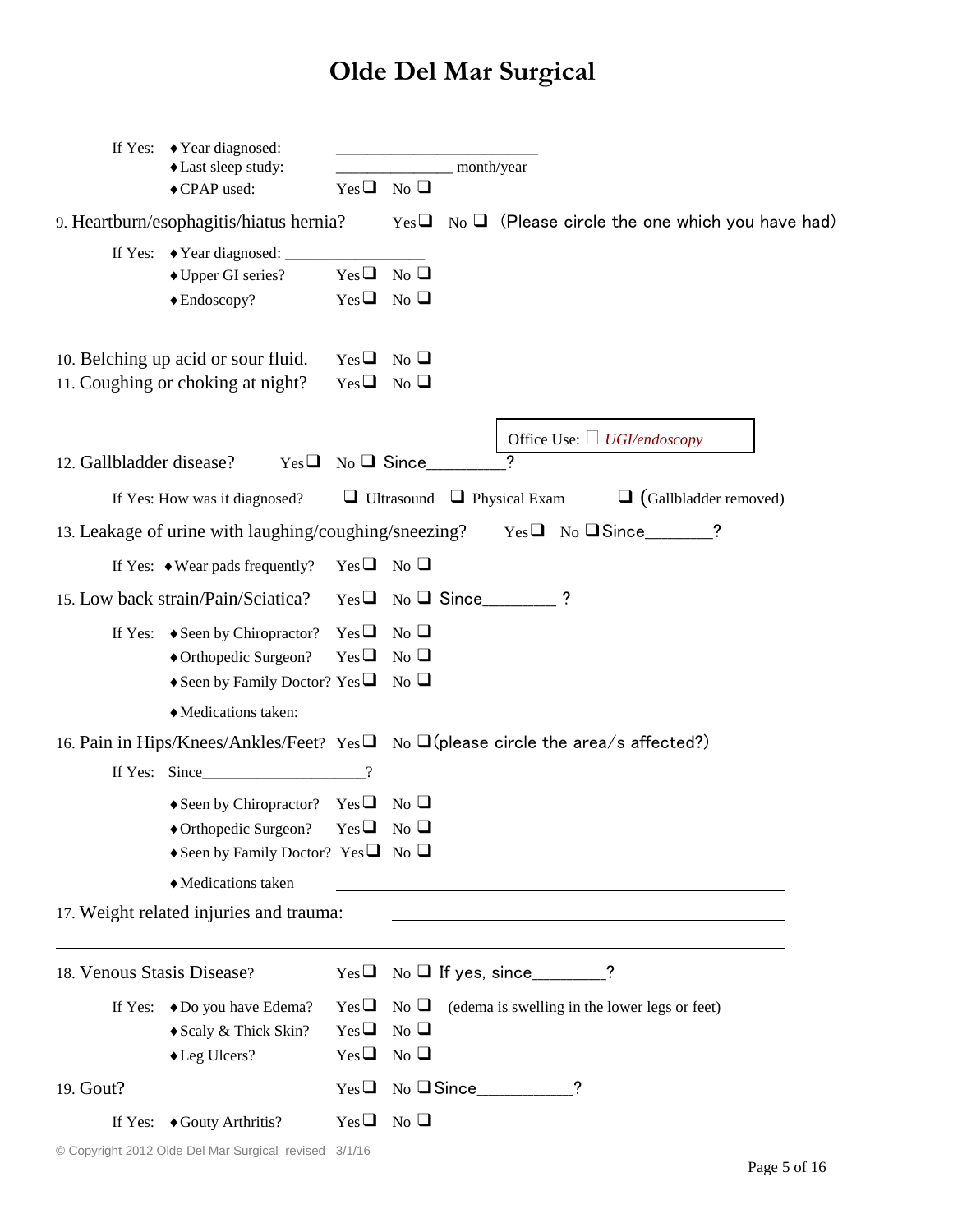# Olde Del Mar Surgical

If Yes:
- ♦Year diagnosed: ________________________
- ♦Last sleep study: ______________ month/year
- ♦CPAP used: Yes ❑ No ❑

9. Heartburn/esophagitis/hiatus hernia? Yes ❑ No ❑ (Please circle the one which you have had)

If Yes:
- ♦Year diagnosed: ________________
- ♦Upper GI series? Yes ❑ No ❑
- ♦Endoscopy? Yes ❑ No ❑

10. Belching up acid or sour fluid. Yes ❑ No ❑

11. Coughing or choking at night? Yes ❑ No ❑

Office Use: ☐ *UGI/endoscopy*

12. Gallbladder disease? Yes ❑ No ❑ Since_________?

If Yes: How was it diagnosed? ❑ Ultrasound ❑ Physical Exam ❑ (Gallbladder removed)

13. Leakage of urine with laughing/coughing/sneezing? Yes ❑ No ❑ Since_______?

If Yes: ♦Wear pads frequently? Yes ❑ No ❑

15. Low back strain/Pain/Sciatica? Yes ❑ No ❑ Since________ ?

If Yes:
- ♦Seen by Chiropractor? Yes ❑ No ❑
- ♦Orthopedic Surgeon? Yes ❑ No ❑
- ♦Seen by Family Doctor? Yes ❑ No ❑
- ♦Medications taken: ________________________________________________

16. Pain in Hips/Knees/Ankles/Feet? Yes ❑ No ❑ (please circle the area/s affected?)

If Yes: Since____________________?

- ♦Seen by Chiropractor? Yes ❑ No ❑
- ♦Orthopedic Surgeon? Yes ❑ No ❑
- ♦Seen by Family Doctor? Yes ❑ No ❑
- ♦Medications taken ________________________________________________

17. Weight related injuries and trauma: ________________________________________________

________________________________________________________________________________

18. Venous Stasis Disease? Yes ❑ No ❑ If yes, since________?

If Yes:
- ♦Do you have Edema? Yes ❑ No ❑ (edema is swelling in the lower legs or feet)
- ♦Scaly & Thick Skin? Yes ❑ No ❑
- ♦Leg Ulcers? Yes ❑ No ❑

19. Gout? Yes ❑ No ❑ Since__________?

If Yes: ♦Gouty Arthritis? Yes ❑ No ❑

© Copyright 2012 Olde Del Mar Surgical revised 3/1/16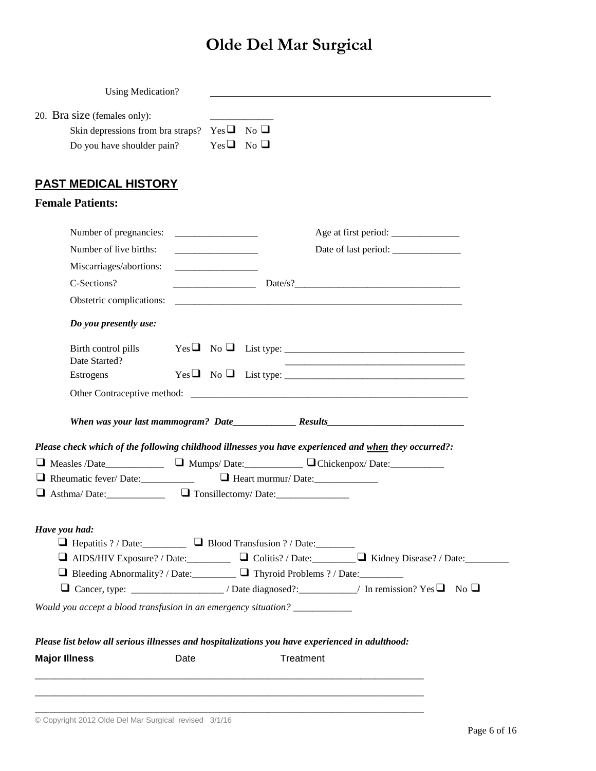# Olde Del Mar Surgical

Using Medication? ____________________________________________

20. Bra size (females only): ____________

Skin depressions from bra straps? Yes ❑ No ❑

Do you have shoulder pain? Yes ❑ No ❑

## PAST MEDICAL HISTORY

### Female Patients:

Number of pregnancies: ________________ Age at first period: ______________

Number of live births: ________________ Date of last period: ______________

Miscarriages/abortions: ________________

C-Sections? ________________ Date/s?__________________________________

Obstetric complications: ____________________________________________________________

***Do you presently use:***

Birth control pills Yes ❑ No ❑ List type: ____________________________________

Date Started? ____________________________________

Estrogens Yes ❑ No ❑ List type: ____________________________________

Other Contraceptive method: ____________________________________________________________

***When was your last mammogram? Date_____________ Results____________________________***

***Please check which of the following childhood illnesses you have experienced and <u>when</u> they occurred?:***

❑ Measles /Date____________ ❑ Mumps/ Date:____________ ❑ Chickenpox/ Date:___________

❑ Rheumatic fever/ Date:___________ ❑ Heart murmur/ Date:_____________

❑ Asthma/ Date:____________ ❑ Tonsillectomy/ Date:_______________

***Have you had:***

❑ Hepatitis ? / Date:_________ ❑ Blood Transfusion ? / Date:________

❑ AIDS/HIV Exposure? / Date:_________ ❑ Colitis? / Date:_________ ❑ Kidney Disease? / Date:_________

❑ Bleeding Abnormality? / Date:_________ ❑ Thyroid Problems ? / Date:_________

❑ Cancer, type: ___________________ / Date diagnosed?:___________/ In remission? Yes ❑ No ❑

*Would you accept a blood transfusion in an emergency situation?* ____________

***Please list below all serious illnesses and hospitalizations you have experienced in adulthood:***

| **Major Illness** | Date | Treatment |
| --- | --- | --- |
| | | |
| | | |
| | | |

© Copyright 2012 Olde Del Mar Surgical revised 3/1/16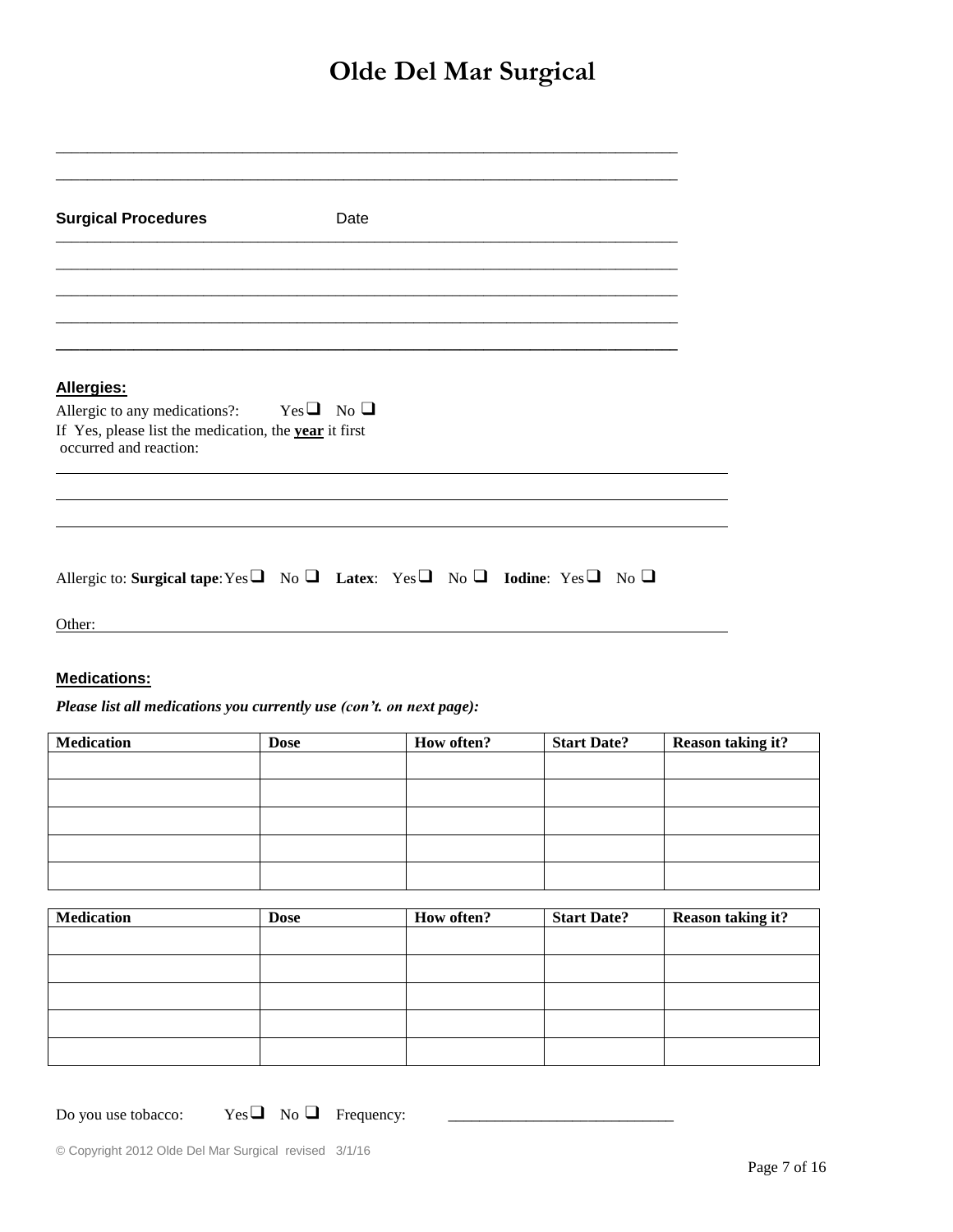# Olde Del Mar Surgical

\_\_\_\_\_\_\_\_\_\_\_\_\_\_\_\_\_\_\_\_\_\_\_\_\_\_\_\_\_\_\_\_\_\_\_\_\_\_\_\_\_\_\_\_\_\_\_\_\_\_\_\_\_\_\_\_\_\_\_\_\_\_\_\_\_\_\_\_\_\_

\_\_\_\_\_\_\_\_\_\_\_\_\_\_\_\_\_\_\_\_\_\_\_\_\_\_\_\_\_\_\_\_\_\_\_\_\_\_\_\_\_\_\_\_\_\_\_\_\_\_\_\_\_\_\_\_\_\_\_\_\_\_\_\_\_\_\_\_\_\_

**Surgical Procedures** Date

\_\_\_\_\_\_\_\_\_\_\_\_\_\_\_\_\_\_\_\_\_\_\_\_\_\_\_\_\_\_\_\_\_\_\_\_\_\_\_\_\_\_\_\_\_\_\_\_\_\_\_\_\_\_\_\_\_\_\_\_\_\_\_\_\_\_\_\_\_\_

\_\_\_\_\_\_\_\_\_\_\_\_\_\_\_\_\_\_\_\_\_\_\_\_\_\_\_\_\_\_\_\_\_\_\_\_\_\_\_\_\_\_\_\_\_\_\_\_\_\_\_\_\_\_\_\_\_\_\_\_\_\_\_\_\_\_\_\_\_\_

\_\_\_\_\_\_\_\_\_\_\_\_\_\_\_\_\_\_\_\_\_\_\_\_\_\_\_\_\_\_\_\_\_\_\_\_\_\_\_\_\_\_\_\_\_\_\_\_\_\_\_\_\_\_\_\_\_\_\_\_\_\_\_\_\_\_\_\_\_\_

\_\_\_\_\_\_\_\_\_\_\_\_\_\_\_\_\_\_\_\_\_\_\_\_\_\_\_\_\_\_\_\_\_\_\_\_\_\_\_\_\_\_\_\_\_\_\_\_\_\_\_\_\_\_\_\_\_\_\_\_\_\_\_\_\_\_\_\_\_\_

\_\_\_\_\_\_\_\_\_\_\_\_\_\_\_\_\_\_\_\_\_\_\_\_\_\_\_\_\_\_\_\_\_\_\_\_\_\_\_\_\_\_\_\_\_\_\_\_\_\_\_\_\_\_\_\_\_\_\_\_\_\_\_\_\_\_\_\_\_\_

## Allergies:

Allergic to any medications?: Yes ☐ No ☐

If Yes, please list the medication, the **year** it first occurred and reaction:

\_\_\_\_\_\_\_\_\_\_\_\_\_\_\_\_\_\_\_\_\_\_\_\_\_\_\_\_\_\_\_\_\_\_\_\_\_\_\_\_\_\_\_\_\_\_\_\_\_\_\_\_\_\_\_\_\_\_\_\_\_\_\_\_\_\_\_\_\_\_

\_\_\_\_\_\_\_\_\_\_\_\_\_\_\_\_\_\_\_\_\_\_\_\_\_\_\_\_\_\_\_\_\_\_\_\_\_\_\_\_\_\_\_\_\_\_\_\_\_\_\_\_\_\_\_\_\_\_\_\_\_\_\_\_\_\_\_\_\_\_

\_\_\_\_\_\_\_\_\_\_\_\_\_\_\_\_\_\_\_\_\_\_\_\_\_\_\_\_\_\_\_\_\_\_\_\_\_\_\_\_\_\_\_\_\_\_\_\_\_\_\_\_\_\_\_\_\_\_\_\_\_\_\_\_\_\_\_\_\_\_

Allergic to: **Surgical tape**: Yes ☐ No ☐ **Latex**: Yes ☐ No ☐ **Iodine**: Yes ☐ No ☐

Other: \_\_\_\_\_\_\_\_\_\_\_\_\_\_\_\_\_\_\_\_\_\_\_\_\_\_\_\_\_\_\_\_\_\_\_\_\_\_\_\_\_\_\_\_\_\_\_\_\_\_\_\_\_\_\_\_\_\_\_\_\_\_\_\_

## Medications:

***Please list all medications you currently use (con't. on next page):***

| Medication | Dose | How often? | Start Date? | Reason taking it? |
|---|---|---|---|---|
| | | | | |
| | | | | |
| | | | | |
| | | | | |
| | | | | |

| Medication | Dose | How often? | Start Date? | Reason taking it? |
|---|---|---|---|---|
| | | | | |
| | | | | |
| | | | | |
| | | | | |
| | | | | |

Do you use tobacco: Yes ☐ No ☐ Frequency: \_\_\_\_\_\_\_\_\_\_\_\_\_\_\_\_\_\_\_\_\_\_\_\_\_\_\_\_

© Copyright 2012 Olde Del Mar Surgical revised 3/1/16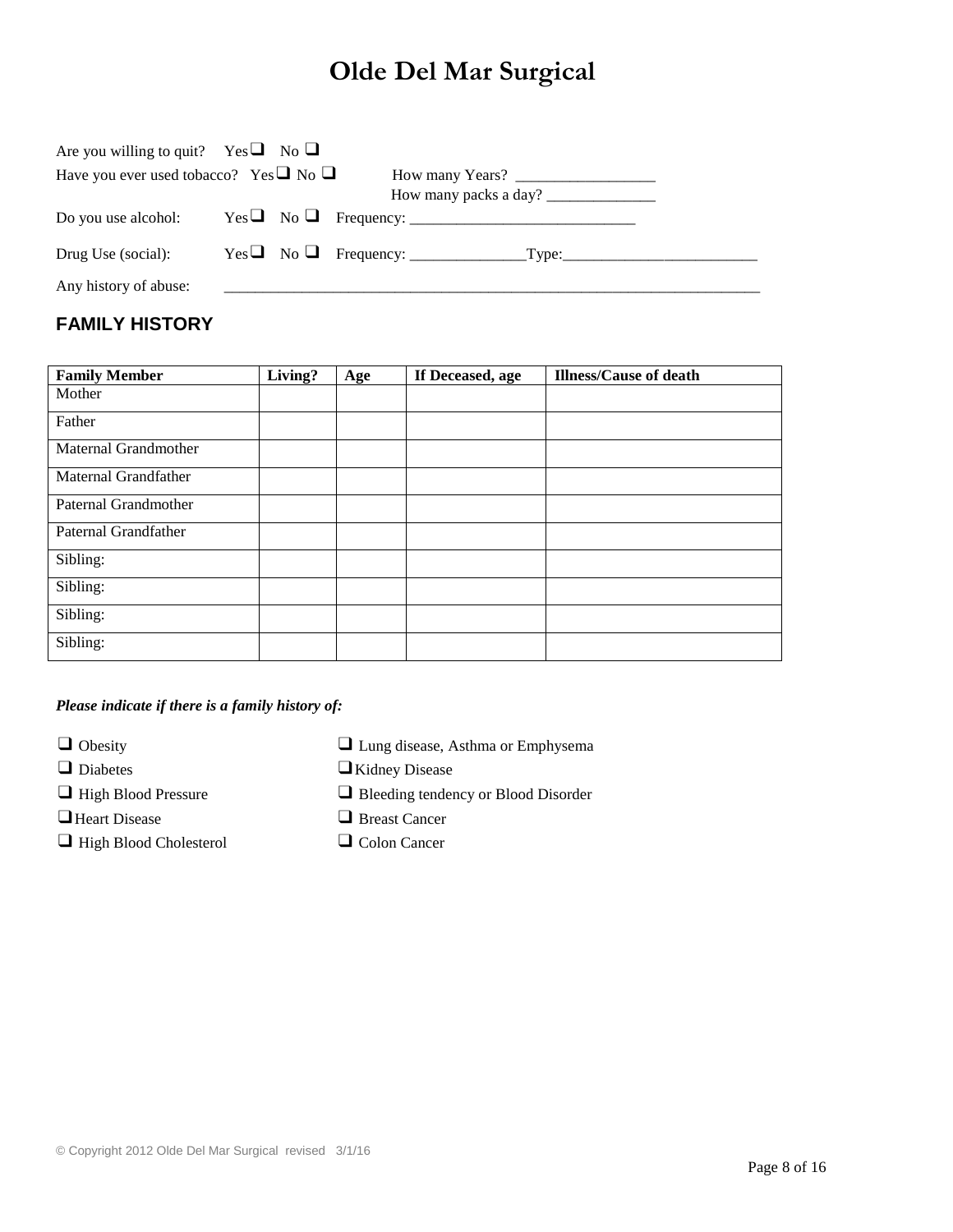# Olde Del Mar Surgical

Are you willing to quit? Yes ☐ No ☐

Have you ever used tobacco? Yes ☐ No ☐ How many Years? __________________

How many packs a day? ______________

Do you use alcohol: Yes ☐ No ☐ Frequency: _____________________________

Drug Use (social): Yes ☐ No ☐ Frequency: _______________Type:_________________________

Any history of abuse: _______________________________________________________________________

## FAMILY HISTORY

| Family Member | Living? | Age | If Deceased, age | Illness/Cause of death |
|---|---|---|---|---|
| Mother | | | | |
| Father | | | | |
| Maternal Grandmother | | | | |
| Maternal Grandfather | | | | |
| Paternal Grandmother | | | | |
| Paternal Grandfather | | | | |
| Sibling: | | | | |
| Sibling: | | | | |
| Sibling: | | | | |
| Sibling: | | | | |

***Please indicate if there is a family history of:***

- ☐ Obesity
- ☐ Diabetes
- ☐ High Blood Pressure
- ☐ Heart Disease
- ☐ High Blood Cholesterol
- ☐ Lung disease, Asthma or Emphysema
- ☐ Kidney Disease
- ☐ Bleeding tendency or Blood Disorder
- ☐ Breast Cancer
- ☐ Colon Cancer

© Copyright 2012 Olde Del Mar Surgical revised 3/1/16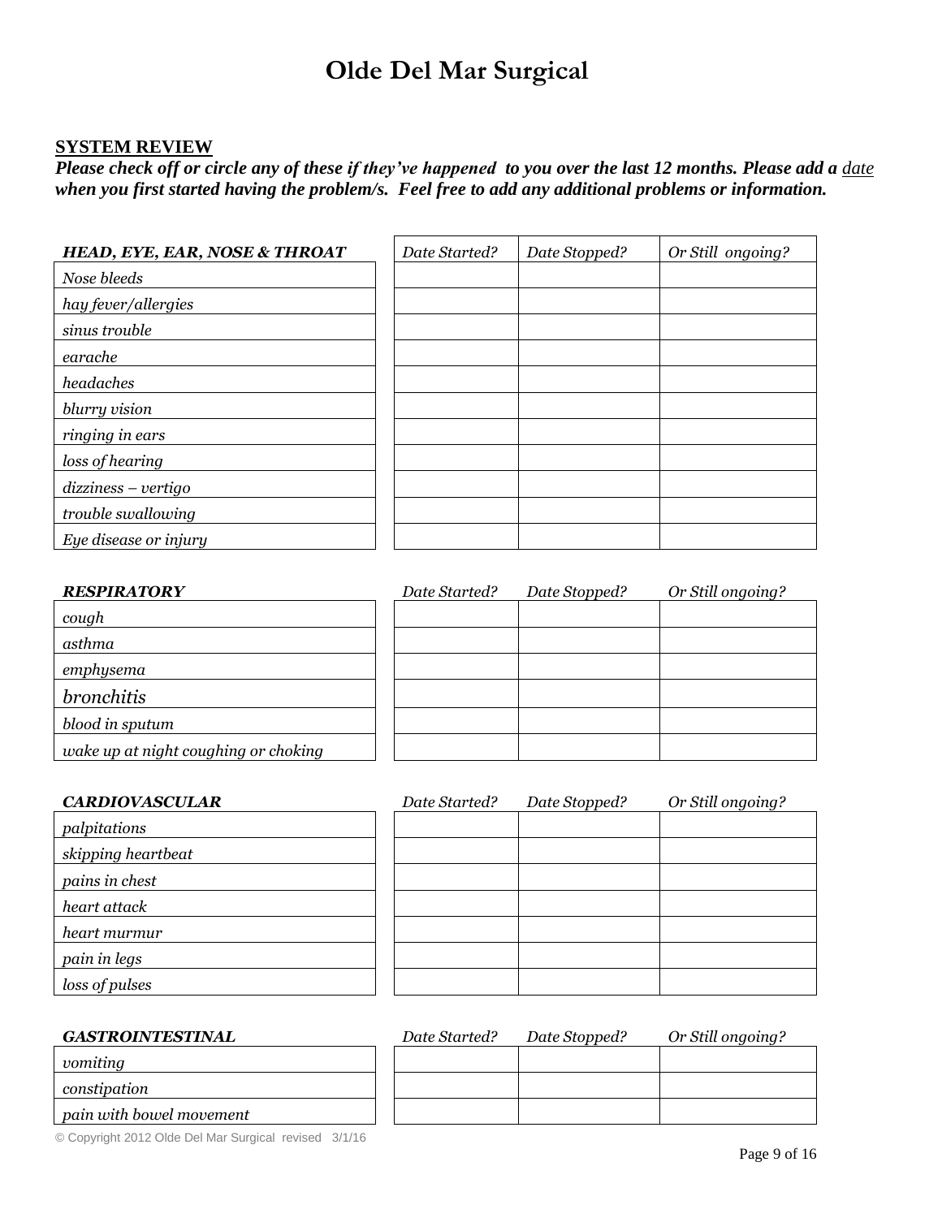# Olde Del Mar Surgical

**SYSTEM REVIEW**

***Please check off or circle any of these if they've happened to you over the last 12 months. Please add a date when you first started having the problem/s. Feel free to add any additional problems or information.***

| ***HEAD, EYE, EAR, NOSE & THROAT*** | *Date Started?* | *Date Stopped?* | *Or Still ongoing?* |
|---|---|---|---|
| *Nose bleeds* | | | |
| *hay fever/allergies* | | | |
| *sinus trouble* | | | |
| *earache* | | | |
| *headaches* | | | |
| *blurry vision* | | | |
| *ringing in ears* | | | |
| *loss of hearing* | | | |
| *dizziness – vertigo* | | | |
| *trouble swallowing* | | | |
| *Eye disease or injury* | | | |

| ***RESPIRATORY*** | *Date Started?* | *Date Stopped?* | *Or Still ongoing?* |
|---|---|---|---|
| *cough* | | | |
| *asthma* | | | |
| *emphysema* | | | |
| *bronchitis* | | | |
| *blood in sputum* | | | |
| *wake up at night coughing or choking* | | | |

| ***CARDIOVASCULAR*** | *Date Started?* | *Date Stopped?* | *Or Still ongoing?* |
|---|---|---|---|
| *palpitations* | | | |
| *skipping heartbeat* | | | |
| *pains in chest* | | | |
| *heart attack* | | | |
| *heart murmur* | | | |
| *pain in legs* | | | |
| *loss of pulses* | | | |

| ***GASTROINTESTINAL*** | *Date Started?* | *Date Stopped?* | *Or Still ongoing?* |
|---|---|---|---|
| *vomiting* | | | |
| *constipation* | | | |
| *pain with bowel movement* | | | |

© Copyright 2012 Olde Del Mar Surgical revised 3/1/16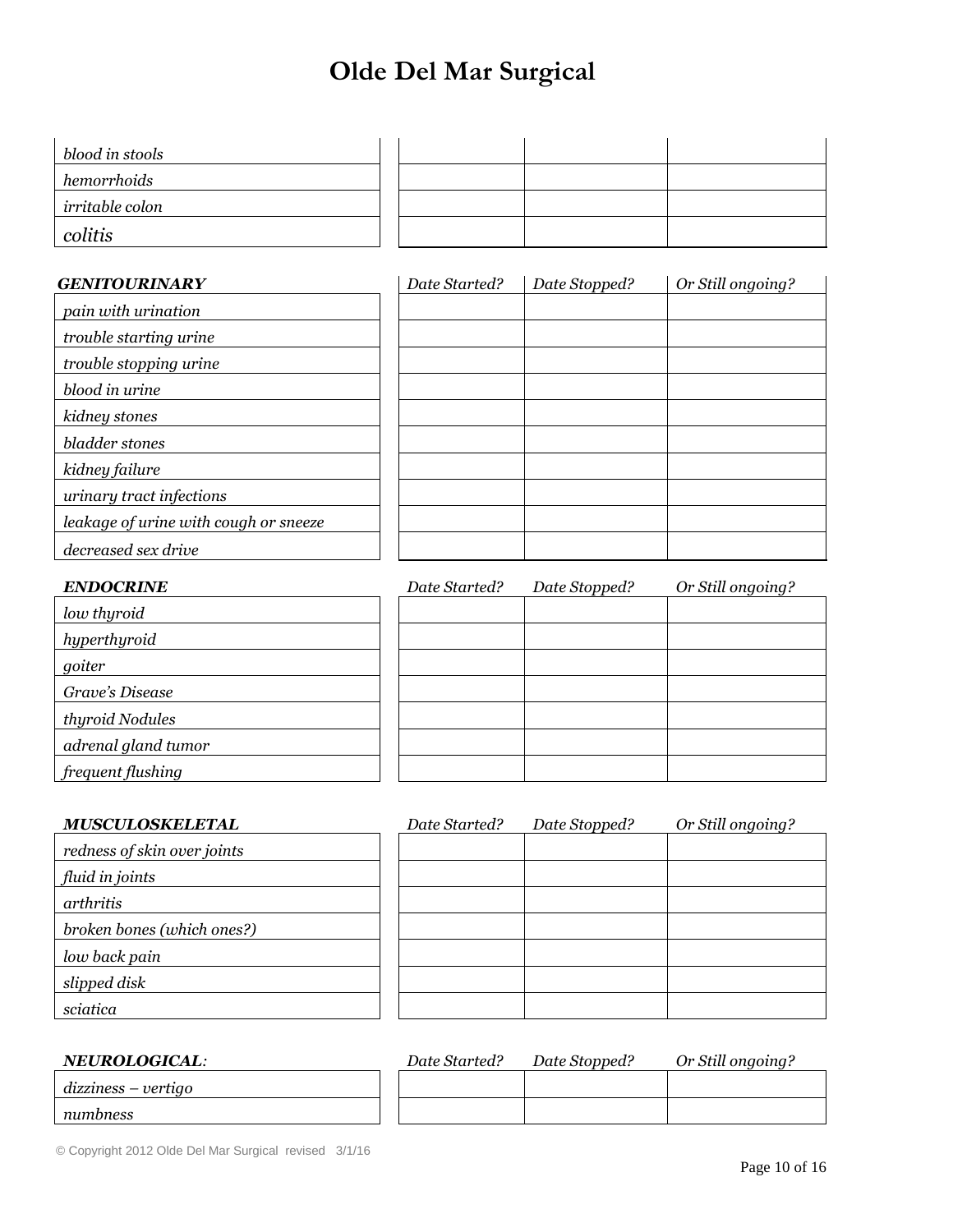# Olde Del Mar Surgical

| | | | |
|---|---|---|---|
| *blood in stools* | | | |
| *hemorrhoids* | | | |
| *irritable colon* | | | |
| *colitis* | | | |

| ***GENITOURINARY*** | *Date Started?* | *Date Stopped?* | *Or Still ongoing?* |
|---|---|---|---|
| *pain with urination* | | | |
| *trouble starting urine* | | | |
| *trouble stopping urine* | | | |
| *blood in urine* | | | |
| *kidney stones* | | | |
| *bladder stones* | | | |
| *kidney failure* | | | |
| *urinary tract infections* | | | |
| *leakage of urine with cough or sneeze* | | | |
| *decreased sex drive* | | | |

| ***ENDOCRINE*** | *Date Started?* | *Date Stopped?* | *Or Still ongoing?* |
|---|---|---|---|
| *low thyroid* | | | |
| *hyperthyroid* | | | |
| *goiter* | | | |
| *Grave's Disease* | | | |
| *thyroid Nodules* | | | |
| *adrenal gland tumor* | | | |
| *frequent flushing* | | | |

| ***MUSCULOSKELETAL*** | *Date Started?* | *Date Stopped?* | *Or Still ongoing?* |
|---|---|---|---|
| *redness of skin over joints* | | | |
| *fluid in joints* | | | |
| *arthritis* | | | |
| *broken bones (which ones?)* | | | |
| *low back pain* | | | |
| *slipped disk* | | | |
| *sciatica* | | | |

| ***NEUROLOGICAL:*** | *Date Started?* | *Date Stopped?* | *Or Still ongoing?* |
|---|---|---|---|
| *dizziness – vertigo* | | | |
| *numbness* | | | |

© Copyright 2012 Olde Del Mar Surgical revised 3/1/16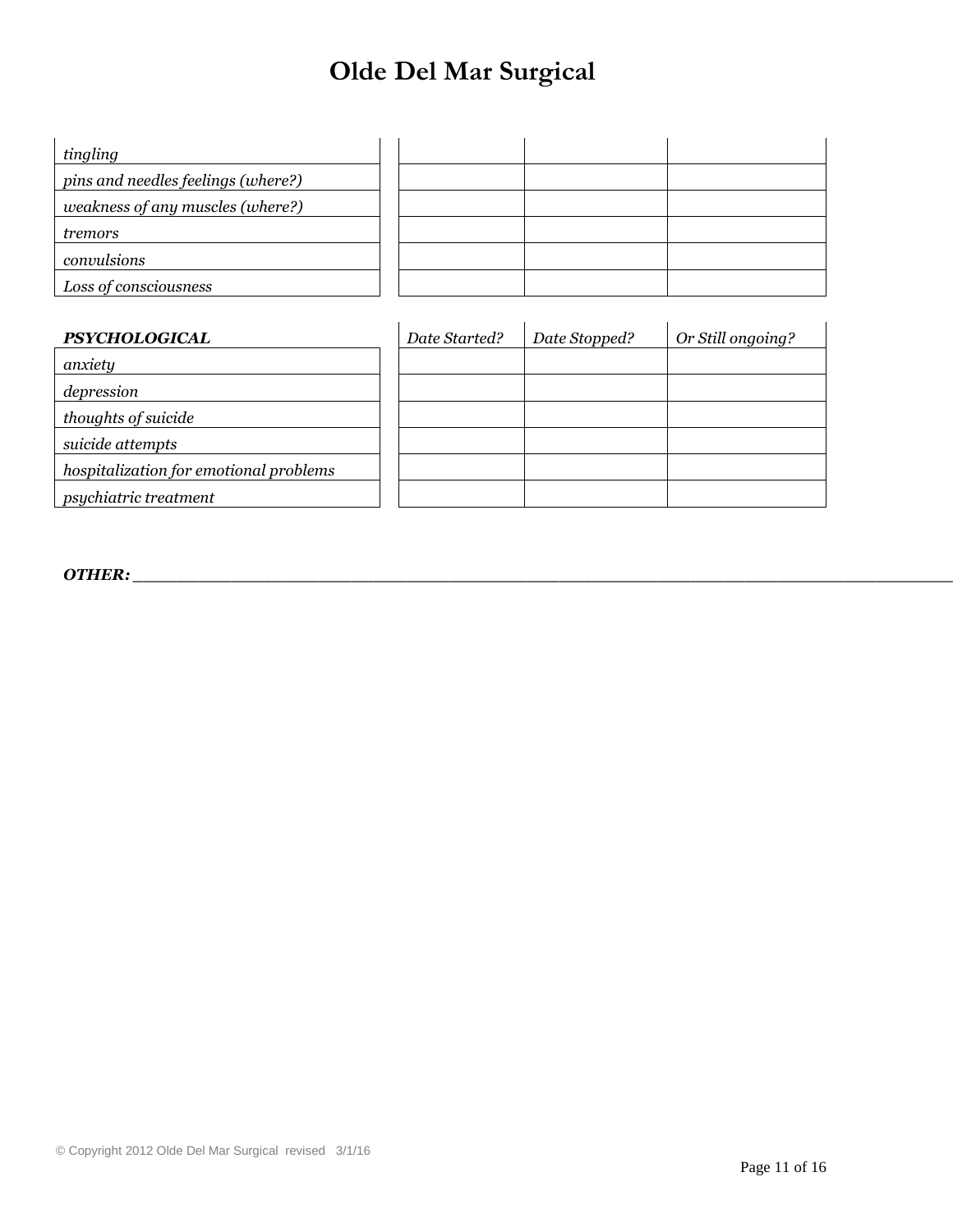# Olde Del Mar Surgical

| | | | |
|---|---|---|---|
| *tingling* | | | |
| *pins and needles feelings (where?)* | | | |
| *weakness of any muscles (where?)* | | | |
| *tremors* | | | |
| *convulsions* | | | |
| *Loss of consciousness* | | | |

| ***PSYCHOLOGICAL*** | *Date Started?* | *Date Stopped?* | *Or Still ongoing?* |
|---|---|---|---|
| *anxiety* | | | |
| *depression* | | | |
| *thoughts of suicide* | | | |
| *suicide attempts* | | | |
| *hospitalization for emotional problems* | | | |
| *psychiatric treatment* | | | |

***OTHER:*** ___________________________________________________________________________________________

© Copyright 2012 Olde Del Mar Surgical revised 3/1/16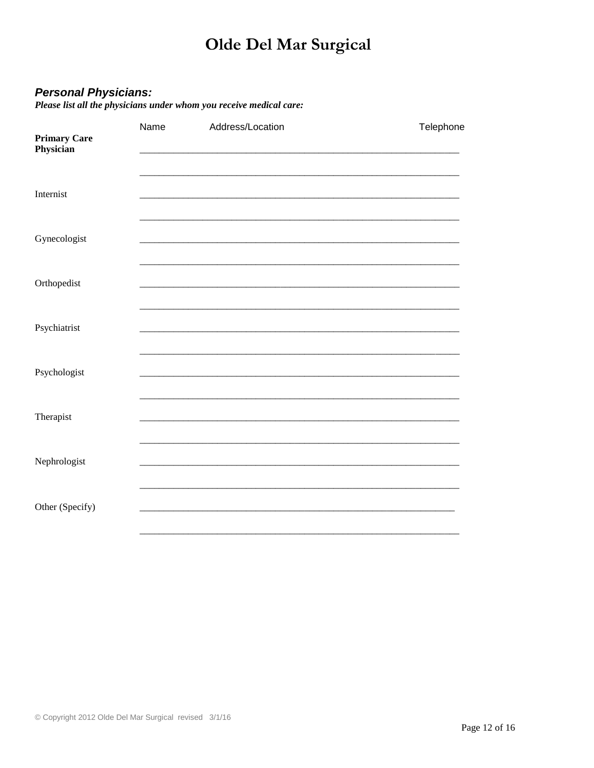# Olde Del Mar Surgical

***Personal Physicians:***

***Please list all the physicians under whom you receive medical care:***

| | Name | Address/Location | Telephone |
|---|---|---|---|
| **Primary Care Physician** | | | |
| | | | |
| Internist | | | |
| | | | |
| Gynecologist | | | |
| | | | |
| Orthopedist | | | |
| | | | |
| Psychiatrist | | | |
| | | | |
| Psychologist | | | |
| | | | |
| Therapist | | | |
| | | | |
| Nephrologist | | | |
| | | | |
| Other (Specify) | | | |
| | | | |

© Copyright 2012 Olde Del Mar Surgical revised 3/1/16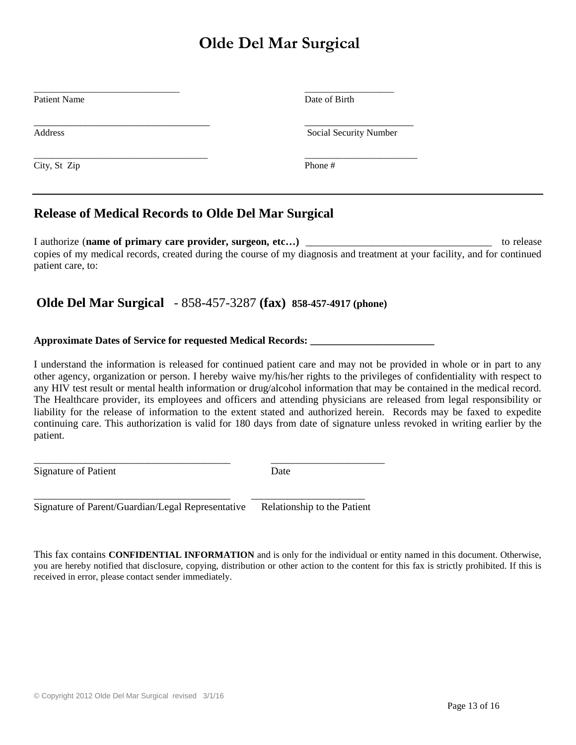# Olde Del Mar Surgical

| | |
|---|---|
| ______________________________ | __________________ |
| Patient Name | Date of Birth |
| ____________________________________ | ______________________ |
| Address | Social Security Number |
| ____________________________________ | _______________________ |
| City, St Zip | Phone # |

---

## Release of Medical Records to Olde Del Mar Surgical

I authorize (**name of primary care provider, surgeon, etc…)** ____________________________________ to release copies of my medical records, created during the course of my diagnosis and treatment at your facility, and for continued patient care, to:

### Olde Del Mar Surgical - 858-457-3287 **(fax)** **858-457-4917 (phone)**

**Approximate Dates of Service for requested Medical Records: ________________________**

I understand the information is released for continued patient care and may not be provided in whole or in part to any other agency, organization or person. I hereby waive my/his/her rights to the privileges of confidentiality with respect to any HIV test result or mental health information or drug/alcohol information that may be contained in the medical record. The Healthcare provider, its employees and officers and attending physicians are released from legal responsibility or liability for the release of information to the extent stated and authorized herein. Records may be faxed to expedite continuing care. This authorization is valid for 180 days from date of signature unless revoked in writing earlier by the patient.

| | |
|---|---|
| ________________________________________ | ______________________ |
| Signature of Patient | Date |
| ________________________________________ | ______________________ |
| Signature of Parent/Guardian/Legal Representative | Relationship to the Patient |

This fax contains **CONFIDENTIAL INFORMATION** and is only for the individual or entity named in this document. Otherwise, you are hereby notified that disclosure, copying, distribution or other action to the content for this fax is strictly prohibited. If this is received in error, please contact sender immediately.

© Copyright 2012 Olde Del Mar Surgical revised 3/1/16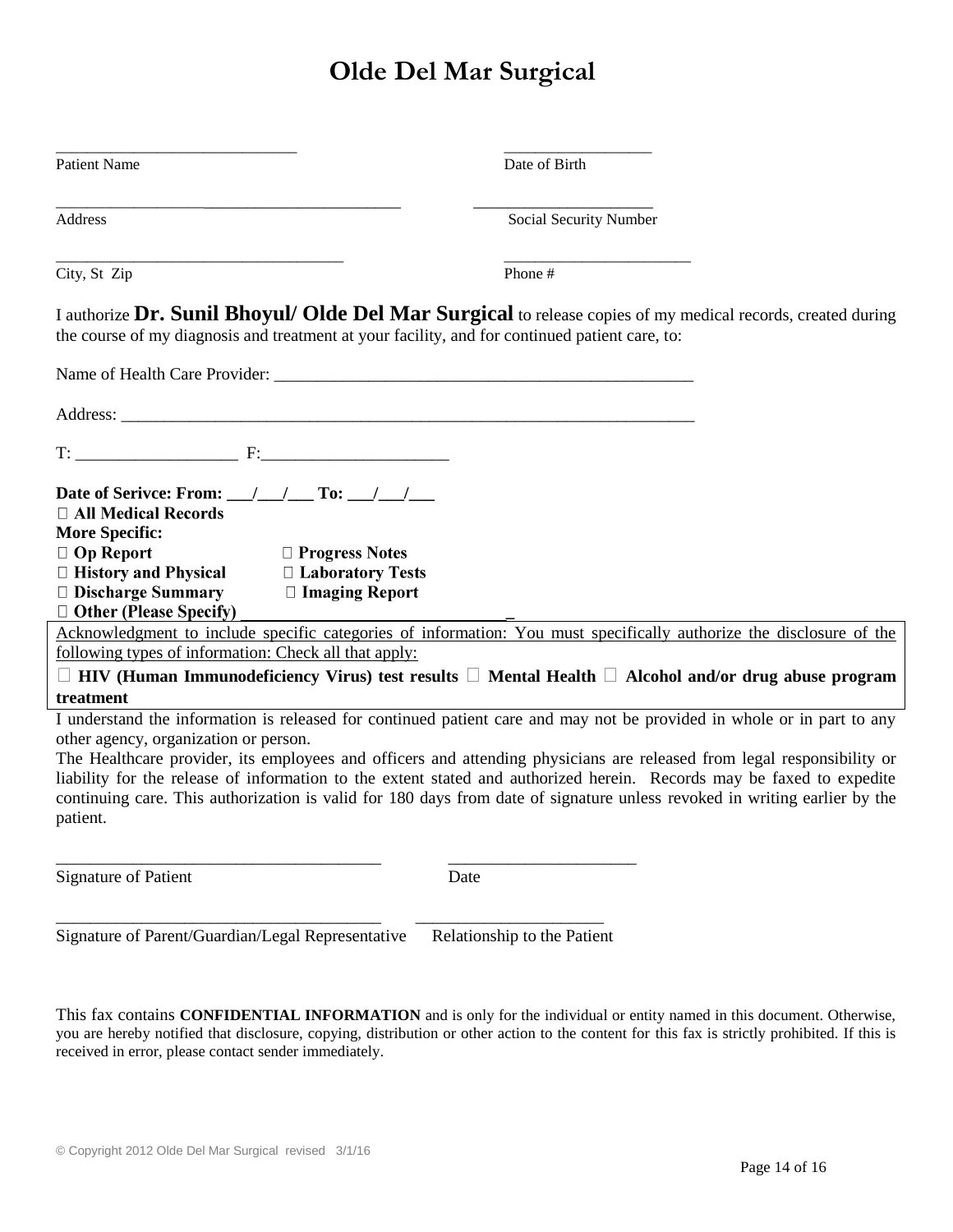# Olde Del Mar Surgical

______________________________ Patient Name

__________________ Date of Birth

_________________________________________ Address

______________________ Social Security Number

____________________________________ City, St Zip

_______________________ Phone #

I authorize **Dr. Sunil Bhoyul/ Olde Del Mar Surgical** to release copies of my medical records, created during the course of my diagnosis and treatment at your facility, and for continued patient care, to:

Name of Health Care Provider: ____________________________________________________

Address: _______________________________________________________________________

T: ___________________ F:______________________

**Date of Serivce: From: ___/___/___ To: ___/___/___**

**☐ All Medical Records**

**More Specific:**

**☐ Op Report** **☐ Progress Notes**

**☐ History and Physical** **☐ Laboratory Tests**

**☐ Discharge Summary** **☐ Imaging Report**

**☐ Other (Please Specify)** ________________________________

Acknowledgment to include specific categories of information: You must specifically authorize the disclosure of the following types of information: Check all that apply:

**☐ HIV (Human Immunodeficiency Virus) test results ☐ Mental Health ☐ Alcohol and/or drug abuse program treatment**

I understand the information is released for continued patient care and may not be provided in whole or in part to any other agency, organization or person.

The Healthcare provider, its employees and officers and attending physicians are released from legal responsibility or liability for the release of information to the extent stated and authorized herein. Records may be faxed to expedite continuing care. This authorization is valid for 180 days from date of signature unless revoked in writing earlier by the patient.

______________________________________ Signature of Patient

______________________ Date

______________________________________ Signature of Parent/Guardian/Legal Representative

______________________ Relationship to the Patient

This fax contains **CONFIDENTIAL INFORMATION** and is only for the individual or entity named in this document. Otherwise, you are hereby notified that disclosure, copying, distribution or other action to the content for this fax is strictly prohibited. If this is received in error, please contact sender immediately.

© Copyright 2012 Olde Del Mar Surgical revised 3/1/16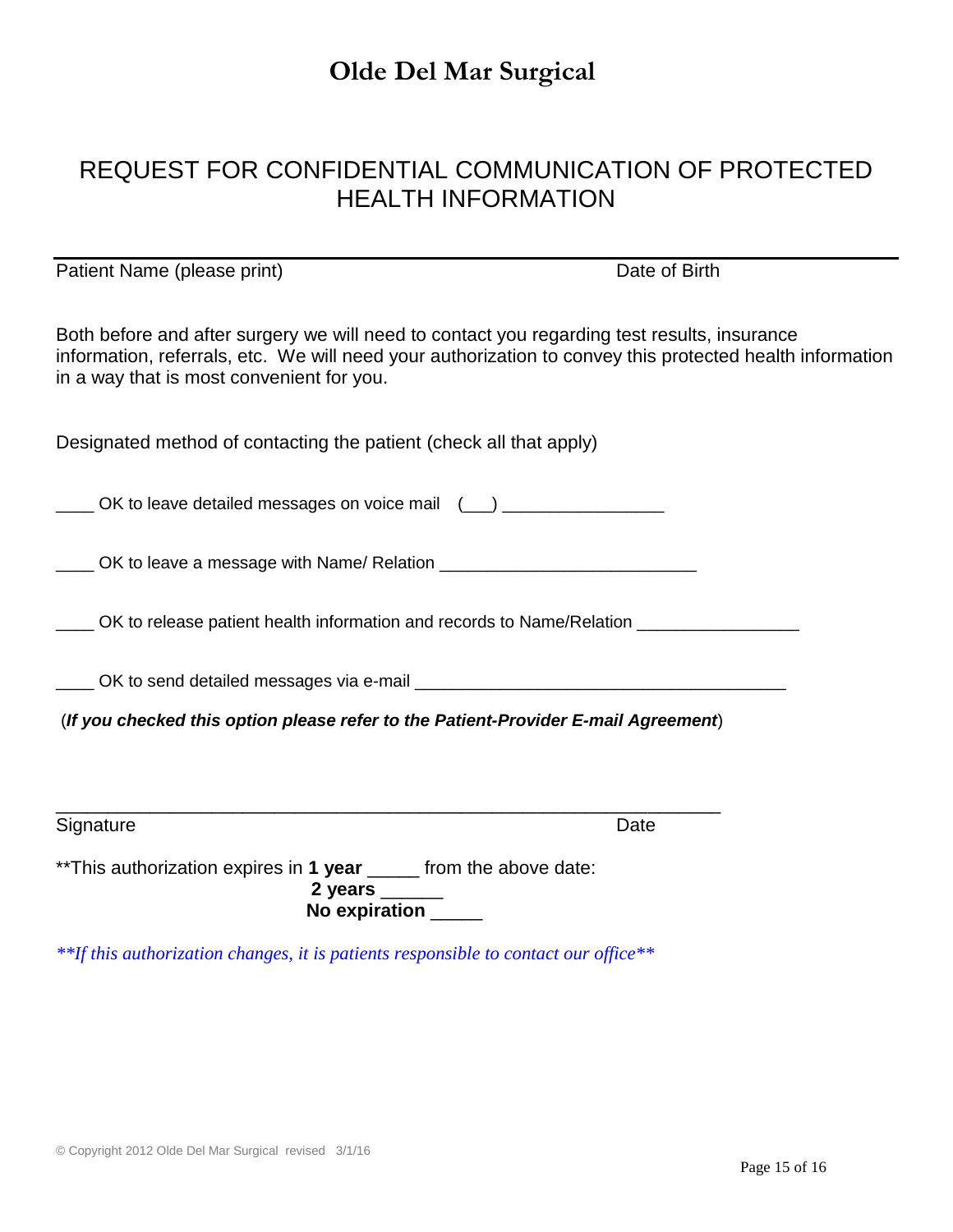# Olde Del Mar Surgical

## REQUEST FOR CONFIDENTIAL COMMUNICATION OF PROTECTED HEALTH INFORMATION

Patient Name (please print) Date of Birth

Both before and after surgery we will need to contact you regarding test results, insurance information, referrals, etc. We will need your authorization to convey this protected health information in a way that is most convenient for you.

Designated method of contacting the patient (check all that apply)

____ OK to leave detailed messages on voice mail (___) _________________

____ OK to leave a message with Name/ Relation ___________________________

____ OK to release patient health information and records to Name/Relation _________________

____ OK to send detailed messages via e-mail _______________________________________

(***If you checked this option please refer to the Patient-Provider E-mail Agreement***)

______________________________________________________________________

Signature Date

**This authorization expires in **1 year** _____ from the above date:
**2 years** ______
**No expiration** _____

*\*\*If this authorization changes, it is patients responsible to contact our office\*\**

© Copyright 2012 Olde Del Mar Surgical revised 3/1/16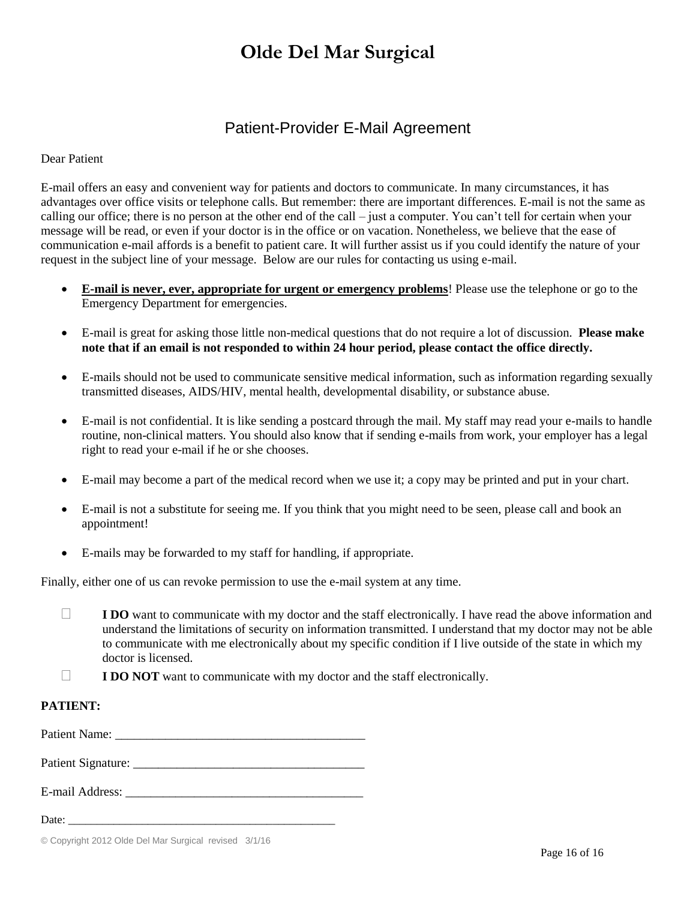# Olde Del Mar Surgical

## Patient-Provider E-Mail Agreement

Dear Patient

E-mail offers an easy and convenient way for patients and doctors to communicate. In many circumstances, it has advantages over office visits or telephone calls. But remember: there are important differences. E-mail is not the same as calling our office; there is no person at the other end of the call – just a computer. You can't tell for certain when your message will be read, or even if your doctor is in the office or on vacation. Nonetheless, we believe that the ease of communication e-mail affords is a benefit to patient care. It will further assist us if you could identify the nature of your request in the subject line of your message. Below are our rules for contacting us using e-mail.

- <u>**E-mail is never, ever, appropriate for urgent or emergency problems**</u>! Please use the telephone or go to the Emergency Department for emergencies.
- E-mail is great for asking those little non-medical questions that do not require a lot of discussion. **Please make note that if an email is not responded to within 24 hour period, please contact the office directly.**
- E-mails should not be used to communicate sensitive medical information, such as information regarding sexually transmitted diseases, AIDS/HIV, mental health, developmental disability, or substance abuse.
- E-mail is not confidential. It is like sending a postcard through the mail. My staff may read your e-mails to handle routine, non-clinical matters. You should also know that if sending e-mails from work, your employer has a legal right to read your e-mail if he or she chooses.
- E-mail may become a part of the medical record when we use it; a copy may be printed and put in your chart.
- E-mail is not a substitute for seeing me. If you think that you might need to be seen, please call and book an appointment!
- E-mails may be forwarded to my staff for handling, if appropriate.

Finally, either one of us can revoke permission to use the e-mail system at any time.

- ☐ **I DO** want to communicate with my doctor and the staff electronically. I have read the above information and understand the limitations of security on information transmitted. I understand that my doctor may not be able to communicate with me electronically about my specific condition if I live outside of the state in which my doctor is licensed.
- ☐ **I DO NOT** want to communicate with my doctor and the staff electronically.

**PATIENT:**

Patient Name: ________________________________________

Patient Signature: _____________________________________

E-mail Address: ______________________________________

Date: ______________________________________________

© Copyright 2012 Olde Del Mar Surgical revised 3/1/16